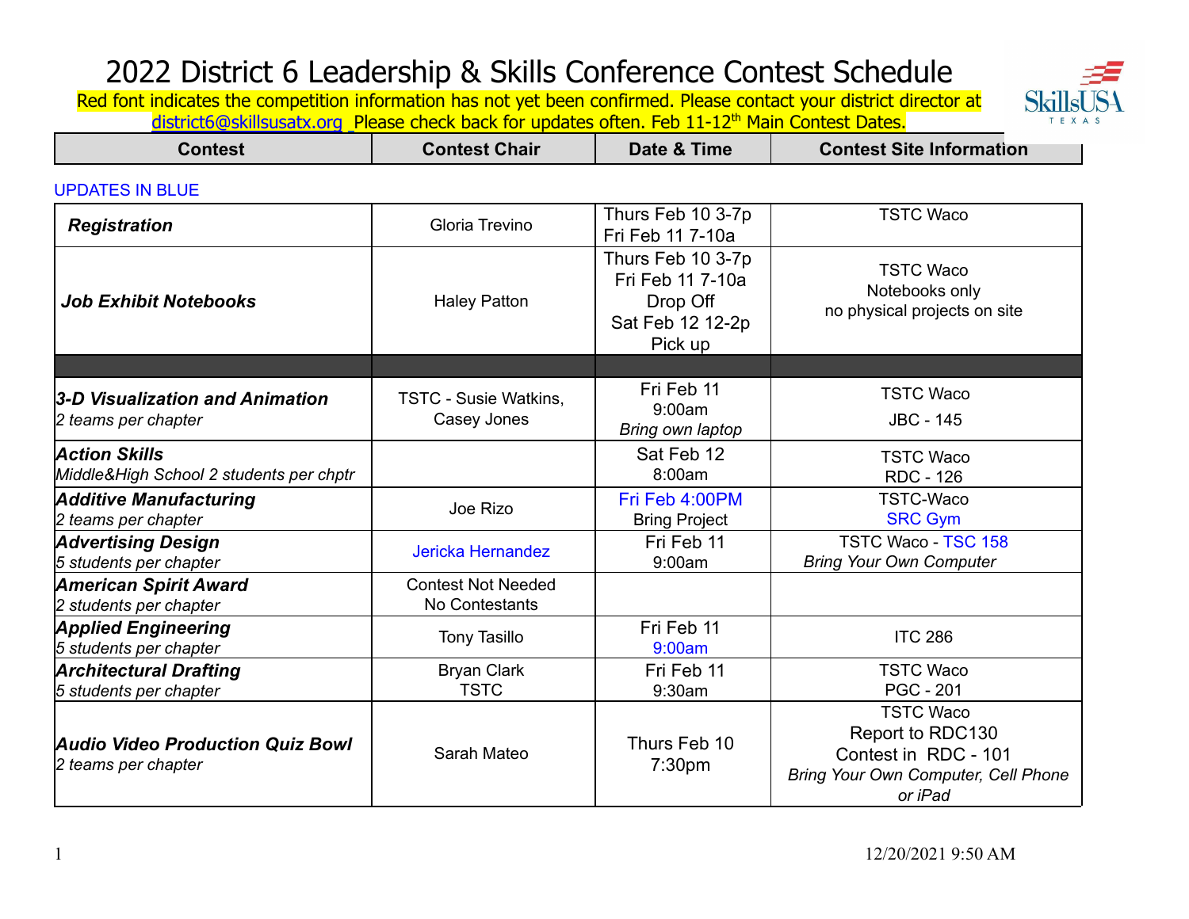# 2022 District 6 Leadership & Skills Conference Contest Schedule

Red font indicates the competition information has not yet been confirmed. Please contact your district director at district6@skillsusatx.org  Please check back for updates often. Feb 11-12th Main Contest Dates.

UPDATES IN BLUE

| Contest | Contest Chair | Date & Time | Contest Site Information |
|---|---|---|---|
| ***Registration*** | Gloria Trevino | Thurs Feb 10 3-7p<br>Fri Feb 11 7-10a | TSTC Waco |
| ***Job Exhibit Notebooks*** | Haley Patton | Thurs Feb 10 3-7p<br>Fri Feb 11 7-10a<br>Drop Off<br>Sat Feb 12 12-2p<br>Pick up | TSTC Waco<br>Notebooks only<br>no physical projects on site |
| | | | |
| ***3-D Visualization and Animation***<br>*2 teams per chapter* | TSTC - Susie Watkins, Casey Jones | Fri Feb 11<br>9:00am<br>*Bring own laptop* | TSTC Waco<br>JBC - 145 |
| ***Action Skills***<br>*Middle&High School 2 students per chptr* | | Sat Feb 12<br>8:00am | TSTC Waco<br>RDC - 126 |
| ***Additive Manufacturing***<br>*2 teams per chapter* | Joe Rizo | Fri Feb 4:00PM<br>Bring Project | TSTC-Waco<br>SRC Gym |
| ***Advertising Design***<br>*5 students per chapter* | Jericka Hernandez | Fri Feb 11<br>9:00am | TSTC Waco - TSC 158<br>*Bring Your Own Computer* |
| ***American Spirit Award***<br>*2 students per chapter* | Contest Not Needed<br>No Contestants | | |
| ***Applied Engineering***<br>*5 students per chapter* | Tony Tasillo | Fri Feb 11<br>9:00am | ITC 286 |
| ***Architectural Drafting***<br>*5 students per chapter* | Bryan Clark<br>TSTC | Fri Feb 11<br>9:30am | TSTC Waco<br>PGC - 201 |
| ***Audio Video Production Quiz Bowl***<br>*2 teams per chapter* | Sarah Mateo | Thurs Feb 10<br>7:30pm | TSTC Waco<br>Report to RDC130<br>Contest in RDC - 101<br>*Bring Your Own Computer, Cell Phone or iPad* |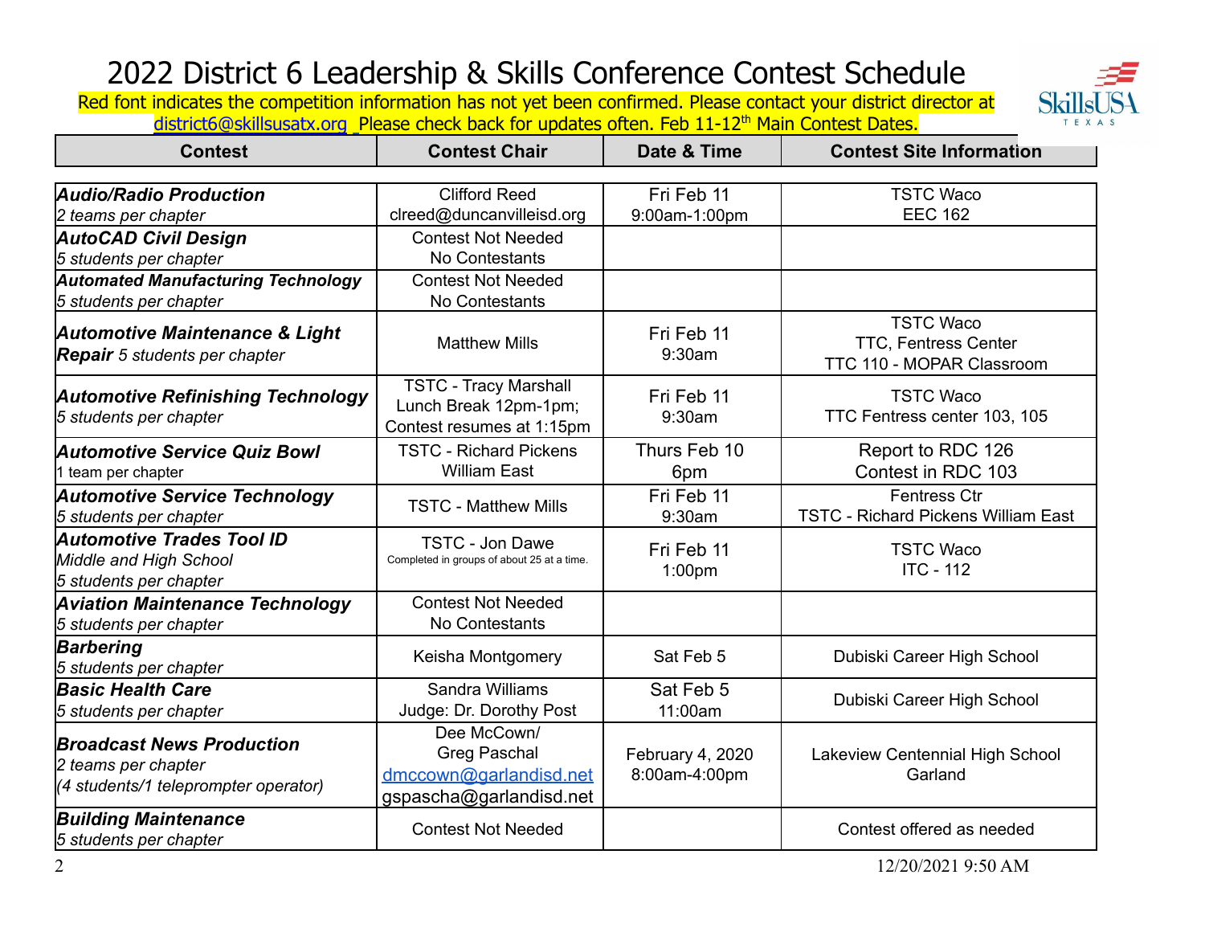# 2022 District 6 Leadership & Skills Conference Contest Schedule

Red font indicates the competition information has not yet been confirmed. Please contact your district director at district6@skillsusatx.org Please check back for updates often. Feb 11-12th Main Contest Dates.

| Contest | Contest Chair | Date & Time | Contest Site Information |
|---|---|---|---|
| ***Audio/Radio Production*** *2 teams per chapter* | Clifford Reed clreed@duncanvilleisd.org | Fri Feb 11 9:00am-1:00pm | TSTC Waco EEC 162 |
| ***AutoCAD Civil Design*** *5 students per chapter* | Contest Not Needed No Contestants | | |
| ***Automated Manufacturing Technology*** *5 students per chapter* | Contest Not Needed No Contestants | | |
| ***Automotive Maintenance & Light Repair*** *5 students per chapter* | Matthew Mills | Fri Feb 11 9:30am | TSTC Waco TTC, Fentress Center TTC 110 - MOPAR Classroom |
| ***Automotive Refinishing Technology*** *5 students per chapter* | TSTC - Tracy Marshall Lunch Break 12pm-1pm; Contest resumes at 1:15pm | Fri Feb 11 9:30am | TSTC Waco TTC Fentress center 103, 105 |
| ***Automotive Service Quiz Bowl*** 1 team per chapter | TSTC - Richard Pickens William East | Thurs Feb 10 6pm | Report to RDC 126 Contest in RDC 103 |
| ***Automotive Service Technology*** *5 students per chapter* | TSTC - Matthew Mills | Fri Feb 11 9:30am | Fentress Ctr TSTC - Richard Pickens William East |
| ***Automotive Trades Tool ID*** *Middle and High School* *5 students per chapter* | TSTC - Jon Dawe Completed in groups of about 25 at a time. | Fri Feb 11 1:00pm | TSTC Waco ITC - 112 |
| ***Aviation Maintenance Technology*** *5 students per chapter* | Contest Not Needed No Contestants | | |
| ***Barbering*** *5 students per chapter* | Keisha Montgomery | Sat Feb 5 | Dubiski Career High School |
| ***Basic Health Care*** *5 students per chapter* | Sandra Williams Judge: Dr. Dorothy Post | Sat Feb 5 11:00am | Dubiski Career High School |
| ***Broadcast News Production*** *2 teams per chapter* *(4 students/1 teleprompter operator)* | Dee McCown/ Greg Paschal dmccown@garlandisd.net gspascha@garlandisd.net | February 4, 2020 8:00am-4:00pm | Lakeview Centennial High School Garland |
| ***Building Maintenance*** *5 students per chapter* | Contest Not Needed | | Contest offered as needed |

12/20/2021 9:50 AM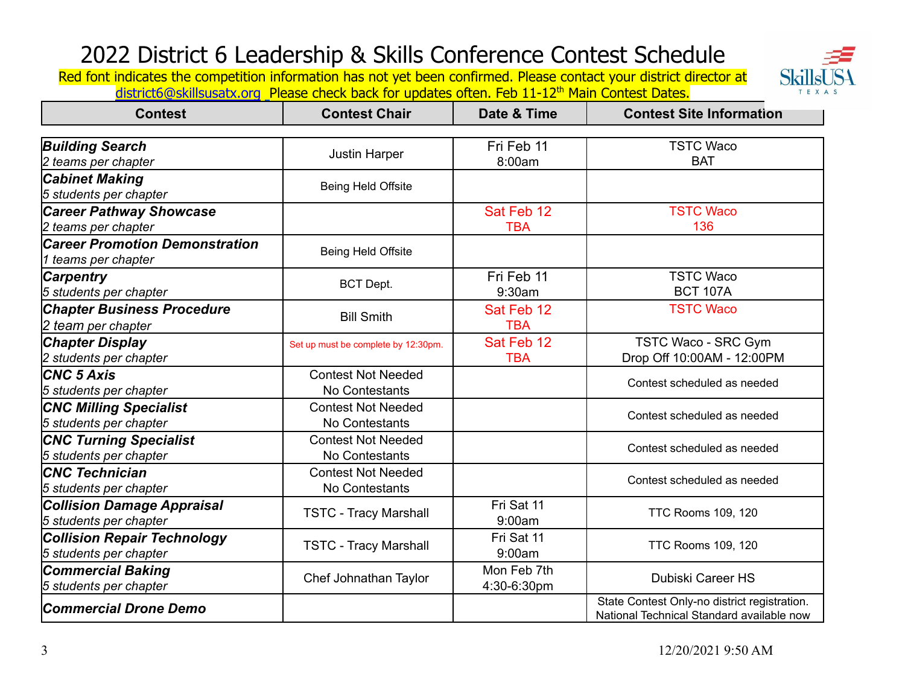# 2022 District 6 Leadership & Skills Conference Contest Schedule

Red font indicates the competition information has not yet been confirmed. Please contact your district director at district6@skillsusatx.org Please check back for updates often. Feb 11-12th Main Contest Dates.

| Contest | Contest Chair | Date & Time | Contest Site Information |
|---|---|---|---|
| ***Building Search***<br>*2 teams per chapter* | Justin Harper | Fri Feb 11<br>8:00am | TSTC Waco<br>BAT |
| ***Cabinet Making***<br>*5 students per chapter* | Being Held Offsite | | |
| ***Career Pathway Showcase***<br>*2 teams per chapter* | | Sat Feb 12<br>TBA | TSTC Waco<br>136 |
| ***Career Promotion Demonstration***<br>*1 teams per chapter* | Being Held Offsite | | |
| ***Carpentry***<br>*5 students per chapter* | BCT Dept. | Fri Feb 11<br>9:30am | TSTC Waco<br>BCT 107A |
| ***Chapter Business Procedure***<br>*2 team per chapter* | Bill Smith | Sat Feb 12<br>TBA | TSTC Waco |
| ***Chapter Display***<br>*2 students per chapter* | Set up must be complete by 12:30pm. | Sat Feb 12<br>TBA | TSTC Waco - SRC Gym<br>Drop Off 10:00AM - 12:00PM |
| ***CNC 5 Axis***<br>*5 students per chapter* | Contest Not Needed<br>No Contestants | | Contest scheduled as needed |
| ***CNC Milling Specialist***<br>*5 students per chapter* | Contest Not Needed<br>No Contestants | | Contest scheduled as needed |
| ***CNC Turning Specialist***<br>*5 students per chapter* | Contest Not Needed<br>No Contestants | | Contest scheduled as needed |
| ***CNC Technician***<br>*5 students per chapter* | Contest Not Needed<br>No Contestants | | Contest scheduled as needed |
| ***Collision Damage Appraisal***<br>*5 students per chapter* | TSTC - Tracy Marshall | Fri Sat 11<br>9:00am | TTC Rooms 109, 120 |
| ***Collision Repair Technology***<br>*5 students per chapter* | TSTC - Tracy Marshall | Fri Sat 11<br>9:00am | TTC Rooms 109, 120 |
| ***Commercial Baking***<br>*5 students per chapter* | Chef Johnathan Taylor | Mon Feb 7th<br>4:30-6:30pm | Dubiski Career HS |
| ***Commercial Drone Demo*** | | | State Contest Only-no district registration.<br>National Technical Standard available now |

12/20/2021 9:50 AM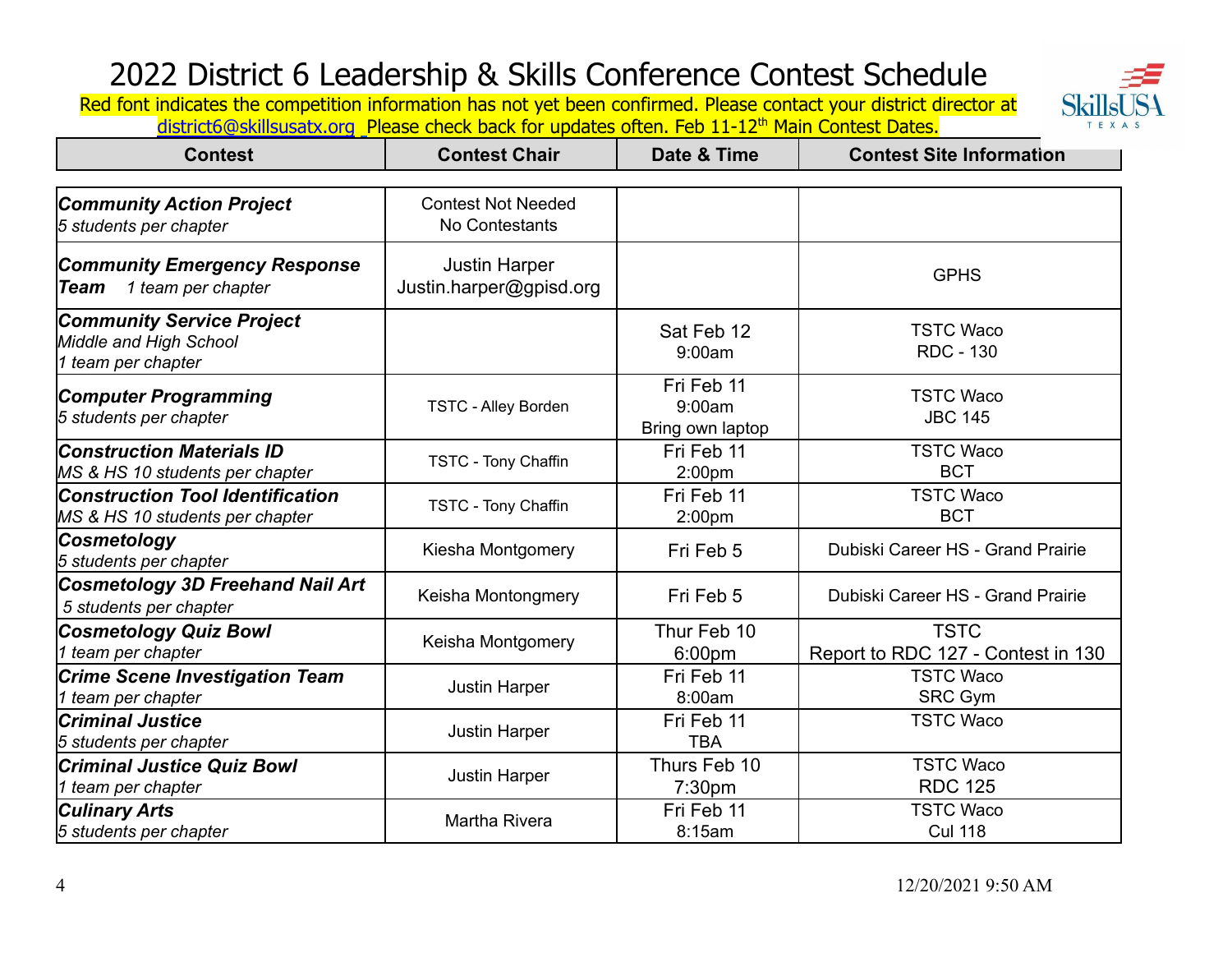# 2022 District 6 Leadership & Skills Conference Contest Schedule

Red font indicates the competition information has not yet been confirmed. Please contact your district director at district6@skillsusatx.org  Please check back for updates often. Feb 11-12th Main Contest Dates.

| Contest | Contest Chair | Date & Time | Contest Site Information |
|---|---|---|---|
| ***Community Action Project*** *5 students per chapter* | Contest Not Needed No Contestants | | |
| ***Community Emergency Response Team*** *1 team per chapter* | Justin Harper Justin.harper@gpisd.org | | GPHS |
| ***Community Service Project*** *Middle and High School 1 team per chapter* | | Sat Feb 12 9:00am | TSTC Waco RDC - 130 |
| ***Computer Programming*** *5 students per chapter* | TSTC - Alley Borden | Fri Feb 11 9:00am Bring own laptop | TSTC Waco JBC 145 |
| ***Construction Materials ID*** *MS & HS 10 students per chapter* | TSTC - Tony Chaffin | Fri Feb 11 2:00pm | TSTC Waco BCT |
| ***Construction Tool Identification*** *MS & HS 10 students per chapter* | TSTC - Tony Chaffin | Fri Feb 11 2:00pm | TSTC Waco BCT |
| ***Cosmetology*** *5 students per chapter* | Kiesha Montgomery | Fri Feb 5 | Dubiski Career HS - Grand Prairie |
| ***Cosmetology 3D Freehand Nail Art*** *5 students per chapter* | Keisha Montongmery | Fri Feb 5 | Dubiski Career HS - Grand Prairie |
| ***Cosmetology Quiz Bowl*** *1 team per chapter* | Keisha Montgomery | Thur Feb 10 6:00pm | TSTC Report to RDC 127 - Contest in 130 |
| ***Crime Scene Investigation Team*** *1 team per chapter* | Justin Harper | Fri Feb 11 8:00am | TSTC Waco SRC Gym |
| ***Criminal Justice*** *5 students per chapter* | Justin Harper | Fri Feb 11 TBA | TSTC Waco |
| ***Criminal Justice Quiz Bowl*** *1 team per chapter* | Justin Harper | Thurs Feb 10 7:30pm | TSTC Waco RDC 125 |
| ***Culinary Arts*** *5 students per chapter* | Martha Rivera | Fri Feb 11 8:15am | TSTC Waco Cul 118 |

12/20/2021 9:50 AM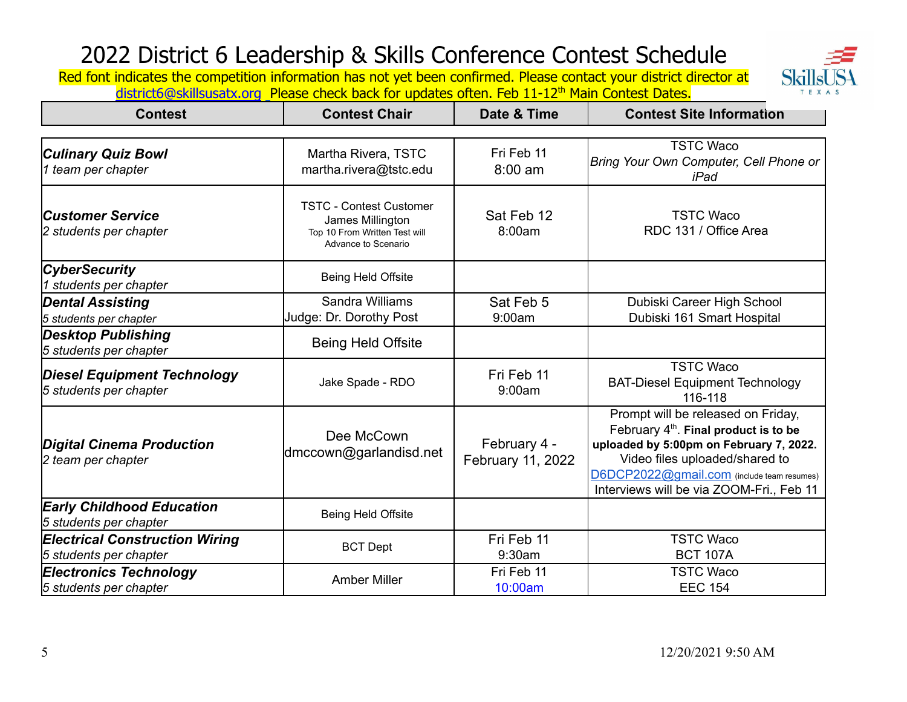# 2022 District 6 Leadership & Skills Conference Contest Schedule

Red font indicates the competition information has not yet been confirmed. Please contact your district director at district6@skillsusatx.org Please check back for updates often. Feb 11-12th Main Contest Dates.

| Contest | Contest Chair | Date & Time | Contest Site Information |
|---|---|---|---|
| ***Culinary Quiz Bowl*** *1 team per chapter* | Martha Rivera, TSTC martha.rivera@tstc.edu | Fri Feb 11 8:00 am | TSTC Waco *Bring Your Own Computer, Cell Phone or iPad* |
| ***Customer Service*** *2 students per chapter* | TSTC - Contest Customer James Millington Top 10 From Written Test will Advance to Scenario | Sat Feb 12 8:00am | TSTC Waco RDC 131 / Office Area |
| ***CyberSecurity*** *1 students per chapter* | Being Held Offsite | | |
| ***Dental Assisting*** *5 students per chapter* | Sandra Williams Judge: Dr. Dorothy Post | Sat Feb 5 9:00am | Dubiski Career High School Dubiski 161 Smart Hospital |
| ***Desktop Publishing*** *5 students per chapter* | Being Held Offsite | | |
| ***Diesel Equipment Technology*** *5 students per chapter* | Jake Spade - RDO | Fri Feb 11 9:00am | TSTC Waco BAT-Diesel Equipment Technology 116-118 |
| ***Digital Cinema Production*** *2 team per chapter* | Dee McCown dmccown@garlandisd.net | February 4 - February 11, 2022 | Prompt will be released on Friday, February 4th. **Final product is to be uploaded by 5:00pm on February 7, 2022.** Video files uploaded/shared to D6DCP2022@gmail.com (include team resumes) Interviews will be via ZOOM-Fri., Feb 11 |
| ***Early Childhood Education*** *5 students per chapter* | Being Held Offsite | | |
| ***Electrical Construction Wiring*** *5 students per chapter* | BCT Dept | Fri Feb 11 9:30am | TSTC Waco BCT 107A |
| ***Electronics Technology*** *5 students per chapter* | Amber Miller | Fri Feb 11 10:00am | TSTC Waco EEC 154 |

12/20/2021 9:50 AM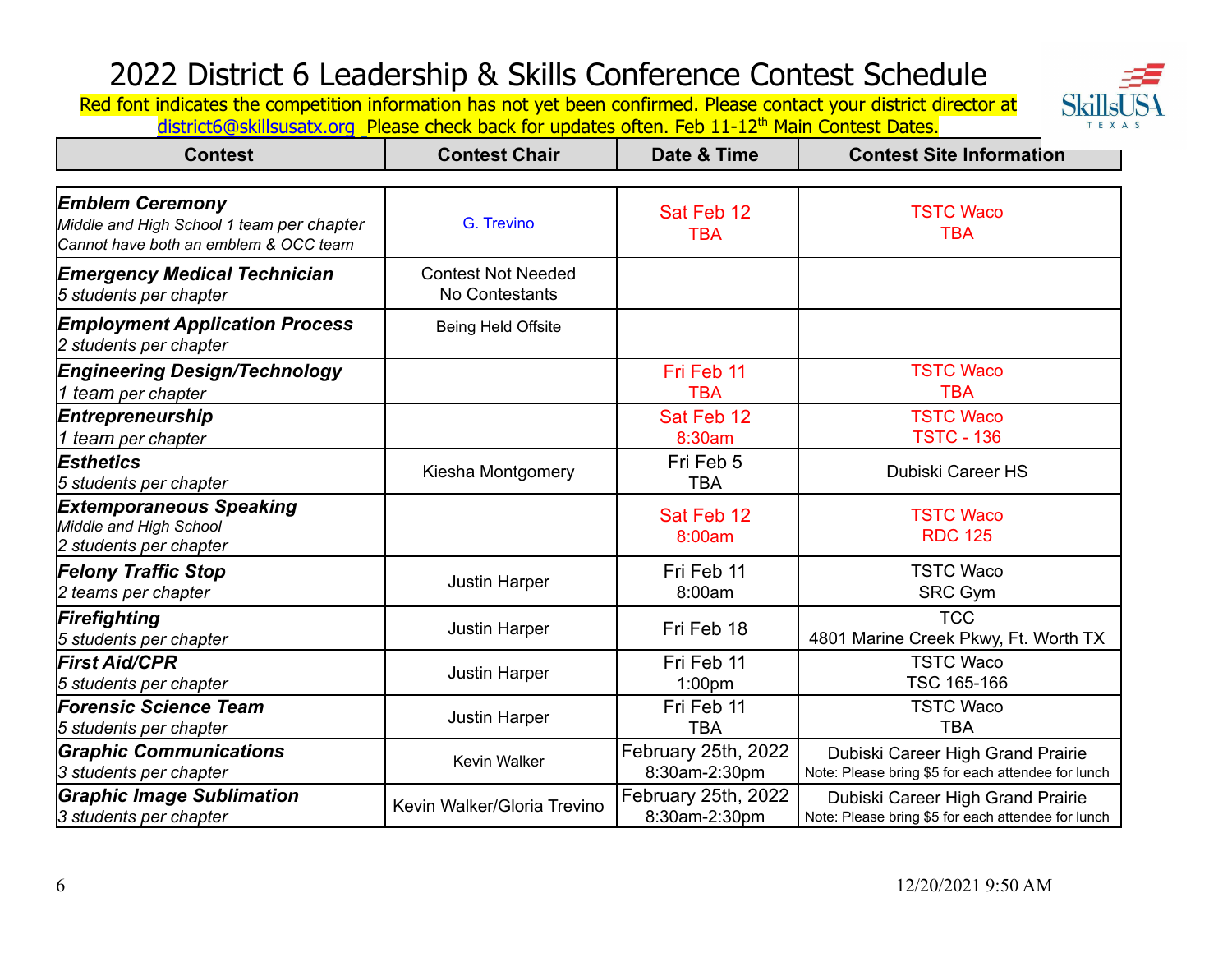# 2022 District 6 Leadership & Skills Conference Contest Schedule

Red font indicates the competition information has not yet been confirmed. Please contact your district director at district6@skillsusatx.org Please check back for updates often. Feb 11-12th Main Contest Dates.

| Contest | Contest Chair | Date & Time | Contest Site Information |
|---|---|---|---|
| ***Emblem Ceremony*** *Middle and High School 1 team per chapter Cannot have both an emblem & OCC team* | G. Trevino | Sat Feb 12 TBA | TSTC Waco TBA |
| ***Emergency Medical Technician*** *5 students per chapter* | Contest Not Needed No Contestants | | |
| ***Employment Application Process*** *2 students per chapter* | Being Held Offsite | | |
| ***Engineering Design/Technology*** *1 team per chapter* | | Fri Feb 11 TBA | TSTC Waco TBA |
| ***Entrepreneurship*** *1 team per chapter* | | Sat Feb 12 8:30am | TSTC Waco TSTC - 136 |
| ***Esthetics*** *5 students per chapter* | Kiesha Montgomery | Fri Feb 5 TBA | Dubiski Career HS |
| ***Extemporaneous Speaking*** *Middle and High School 2 students per chapter* | | Sat Feb 12 8:00am | TSTC Waco RDC 125 |
| ***Felony Traffic Stop*** *2 teams per chapter* | Justin Harper | Fri Feb 11 8:00am | TSTC Waco SRC Gym |
| ***Firefighting*** *5 students per chapter* | Justin Harper | Fri Feb 18 | TCC 4801 Marine Creek Pkwy, Ft. Worth TX |
| ***First Aid/CPR*** *5 students per chapter* | Justin Harper | Fri Feb 11 1:00pm | TSTC Waco TSC 165-166 |
| ***Forensic Science Team*** *5 students per chapter* | Justin Harper | Fri Feb 11 TBA | TSTC Waco TBA |
| ***Graphic Communications*** *3 students per chapter* | Kevin Walker | February 25th, 2022 8:30am-2:30pm | Dubiski Career High Grand Prairie Note: Please bring $5 for each attendee for lunch |
| ***Graphic Image Sublimation*** *3 students per chapter* | Kevin Walker/Gloria Trevino | February 25th, 2022 8:30am-2:30pm | Dubiski Career High Grand Prairie Note: Please bring $5 for each attendee for lunch |

12/20/2021 9:50 AM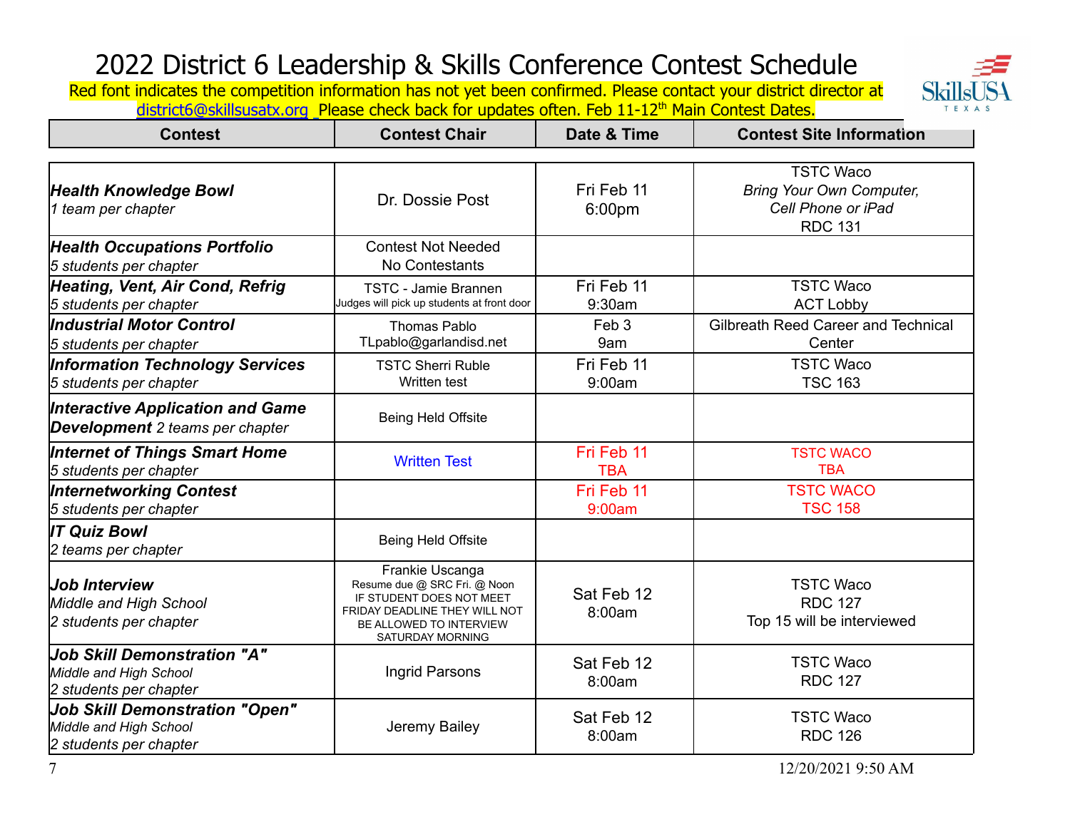# 2022 District 6 Leadership & Skills Conference Contest Schedule

Red font indicates the competition information has not yet been confirmed. Please contact your district director at district6@skillsusatx.org Please check back for updates often. Feb 11-12th Main Contest Dates.

| Contest | Contest Chair | Date & Time | Contest Site Information |
|---|---|---|---|
| ***Health Knowledge Bowl*** *1 team per chapter* | Dr. Dossie Post | Fri Feb 11 6:00pm | TSTC Waco *Bring Your Own Computer, Cell Phone or iPad* RDC 131 |
| ***Health Occupations Portfolio*** *5 students per chapter* | Contest Not Needed No Contestants | | |
| ***Heating, Vent, Air Cond, Refrig*** *5 students per chapter* | TSTC - Jamie Brannen Judges will pick up students at front door | Fri Feb 11 9:30am | TSTC Waco ACT Lobby |
| ***Industrial Motor Control*** *5 students per chapter* | Thomas Pablo TLpablo@garlandisd.net | Feb 3 9am | Gilbreath Reed Career and Technical Center |
| ***Information Technology Services*** *5 students per chapter* | TSTC Sherri Ruble Written test | Fri Feb 11 9:00am | TSTC Waco TSC 163 |
| ***Interactive Application and Game Development*** *2 teams per chapter* | Being Held Offsite | | |
| ***Internet of Things Smart Home*** *5 students per chapter* | Written Test | Fri Feb 11 TBA | TSTC WACO TBA |
| ***Internetworking Contest*** *5 students per chapter* | | Fri Feb 11 9:00am | TSTC WACO TSC 158 |
| ***IT Quiz Bowl*** *2 teams per chapter* | Being Held Offsite | | |
| ***Job Interview*** *Middle and High School* *2 students per chapter* | Frankie Uscanga Resume due @ SRC Fri. @ Noon IF STUDENT DOES NOT MEET FRIDAY DEADLINE THEY WILL NOT BE ALLOWED TO INTERVIEW SATURDAY MORNING | Sat Feb 12 8:00am | TSTC Waco RDC 127 Top 15 will be interviewed |
| ***Job Skill Demonstration "A"*** *Middle and High School* *2 students per chapter* | Ingrid Parsons | Sat Feb 12 8:00am | TSTC Waco RDC 127 |
| ***Job Skill Demonstration "Open"*** *Middle and High School* *2 students per chapter* | Jeremy Bailey | Sat Feb 12 8:00am | TSTC Waco RDC 126 |

12/20/2021 9:50 AM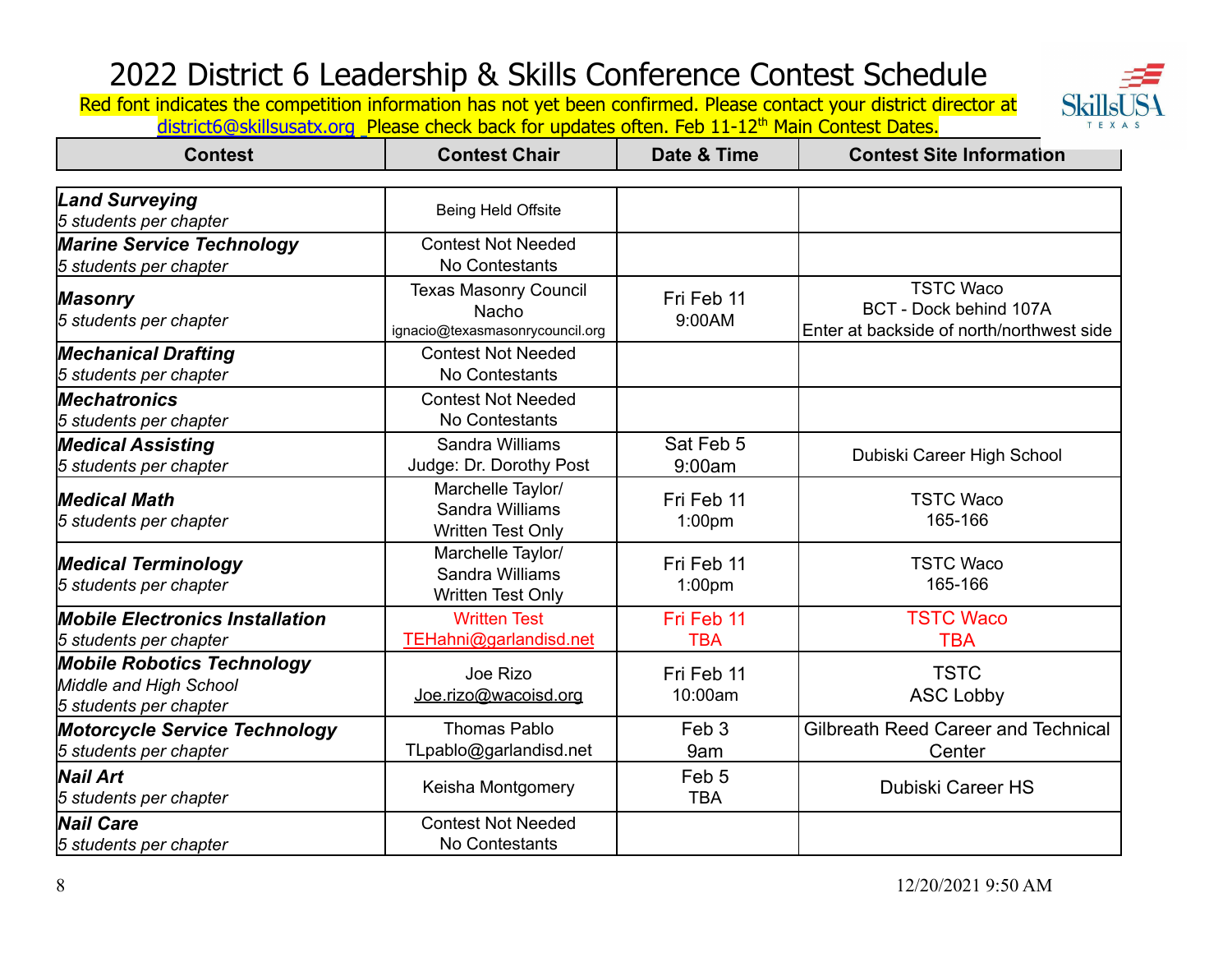# 2022 District 6 Leadership & Skills Conference Contest Schedule

Red font indicates the competition information has not yet been confirmed. Please contact your district director at district6@skillsusatx.org Please check back for updates often. Feb 11-12th Main Contest Dates.

| Contest | Contest Chair | Date & Time | Contest Site Information |
|---|---|---|---|
| ***Land Surveying***<br>*5 students per chapter* | Being Held Offsite | | |
| ***Marine Service Technology***<br>*5 students per chapter* | Contest Not Needed<br>No Contestants | | |
| ***Masonry***<br>*5 students per chapter* | Texas Masonry Council<br>Nacho<br>ignacio@texasmasonrycouncil.org | Fri Feb 11<br>9:00AM | TSTC Waco<br>BCT - Dock behind 107A<br>Enter at backside of north/northwest side |
| ***Mechanical Drafting***<br>*5 students per chapter* | Contest Not Needed<br>No Contestants | | |
| ***Mechatronics***<br>*5 students per chapter* | Contest Not Needed<br>No Contestants | | |
| ***Medical Assisting***<br>*5 students per chapter* | Sandra Williams<br>Judge: Dr. Dorothy Post | Sat Feb 5<br>9:00am | Dubiski Career High School |
| ***Medical Math***<br>*5 students per chapter* | Marchelle Taylor/<br>Sandra Williams<br>Written Test Only | Fri Feb 11<br>1:00pm | TSTC Waco<br>165-166 |
| ***Medical Terminology***<br>*5 students per chapter* | Marchelle Taylor/<br>Sandra Williams<br>Written Test Only | Fri Feb 11<br>1:00pm | TSTC Waco<br>165-166 |
| ***Mobile Electronics Installation***<br>*5 students per chapter* | Written Test<br>TEHahni@garlandisd.net | Fri Feb 11<br>TBA | TSTC Waco<br>TBA |
| ***Mobile Robotics Technology***<br>*Middle and High School*<br>*5 students per chapter* | Joe Rizo<br>Joe.rizo@wacoisd.org | Fri Feb 11<br>10:00am | TSTC<br>ASC Lobby |
| ***Motorcycle Service Technology***<br>*5 students per chapter* | Thomas Pablo<br>TLpablo@garlandisd.net | Feb 3<br>9am | Gilbreath Reed Career and Technical Center |
| ***Nail Art***<br>*5 students per chapter* | Keisha Montgomery | Feb 5<br>TBA | Dubiski Career HS |
| ***Nail Care***<br>*5 students per chapter* | Contest Not Needed<br>No Contestants | | |

12/20/2021 9:50 AM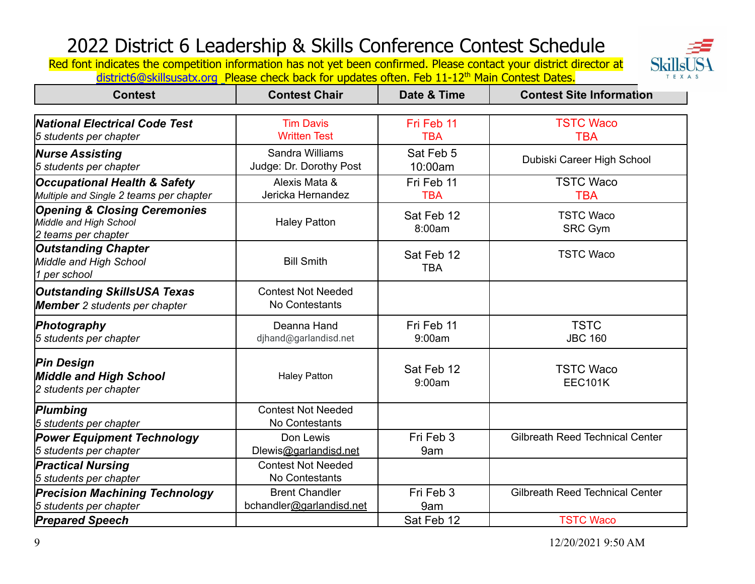# 2022 District 6 Leadership & Skills Conference Contest Schedule

Red font indicates the competition information has not yet been confirmed. Please contact your district director at district6@skillsusatx.org Please check back for updates often. Feb 11-12th Main Contest Dates.

| Contest | Contest Chair | Date & Time | Contest Site Information |
|---|---|---|---|
| ***National Electrical Code Test***<br>*5 students per chapter* | Tim Davis<br>Written Test | Fri Feb 11<br>TBA | TSTC Waco<br>TBA |
| ***Nurse Assisting***<br>*5 students per chapter* | Sandra Williams<br>Judge: Dr. Dorothy Post | Sat Feb 5<br>10:00am | Dubiski Career High School |
| ***Occupational Health & Safety***<br>*Multiple and Single 2 teams per chapter* | Alexis Mata &<br>Jericka Hernandez | Fri Feb 11<br>TBA | TSTC Waco<br>TBA |
| ***Opening & Closing Ceremonies***<br>*Middle and High School*<br>*2 teams per chapter* | Haley Patton | Sat Feb 12<br>8:00am | TSTC Waco<br>SRC Gym |
| ***Outstanding Chapter***<br>*Middle and High School*<br>*1 per school* | Bill Smith | Sat Feb 12<br>TBA | TSTC Waco |
| ***Outstanding SkillsUSA Texas Member*** *2 students per chapter* | Contest Not Needed<br>No Contestants | | |
| ***Photography***<br>*5 students per chapter* | Deanna Hand<br>djhand@garlandisd.net | Fri Feb 11<br>9:00am | TSTC<br>JBC 160 |
| ***Pin Design***<br>***Middle and High School***<br>*2 students per chapter* | Haley Patton | Sat Feb 12<br>9:00am | TSTC Waco<br>EEC101K |
| ***Plumbing***<br>*5 students per chapter* | Contest Not Needed<br>No Contestants | | |
| ***Power Equipment Technology***<br>*5 students per chapter* | Don Lewis<br>Dlewis@garlandisd.net | Fri Feb 3<br>9am | Gilbreath Reed Technical Center |
| ***Practical Nursing***<br>*5 students per chapter* | Contest Not Needed<br>No Contestants | | |
| ***Precision Machining Technology***<br>*5 students per chapter* | Brent Chandler<br>bchandler@garlandisd.net | Fri Feb 3<br>9am | Gilbreath Reed Technical Center |
| ***Prepared Speech*** | | Sat Feb 12 | TSTC Waco |

12/20/2021 9:50 AM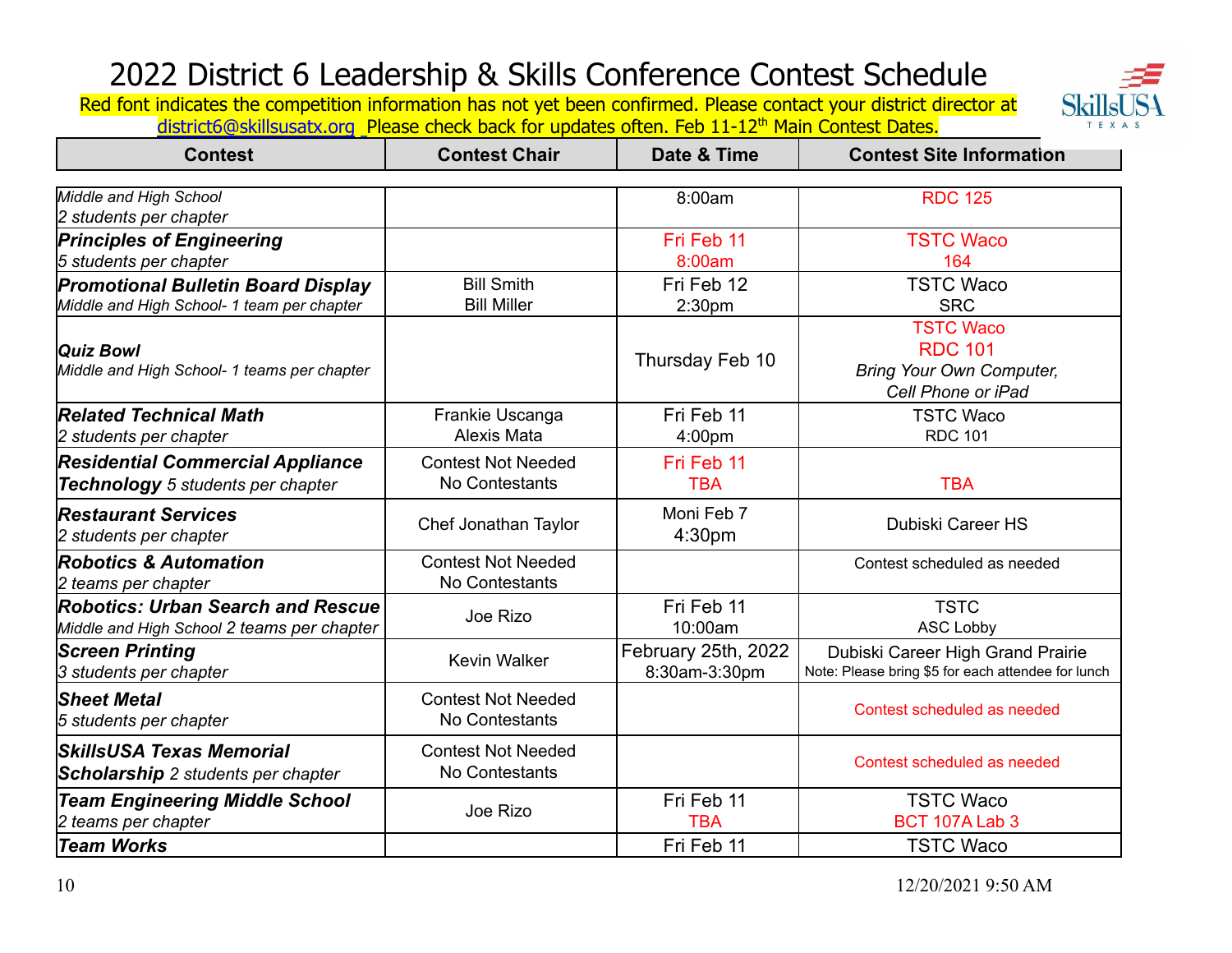# 2022 District 6 Leadership & Skills Conference Contest Schedule

Red font indicates the competition information has not yet been confirmed. Please contact your district director at district6@skillsusatx.org Please check back for updates often. Feb 11-12th Main Contest Dates.

| Contest | Contest Chair | Date & Time | Contest Site Information |
|---|---|---|---|
| *Middle and High School*<br>*2 students per chapter* | | 8:00am | RDC 125 |
| ***Principles of Engineering***<br>*5 students per chapter* | | Fri Feb 11<br>8:00am | TSTC Waco<br>164 |
| ***Promotional Bulletin Board Display***<br>*Middle and High School- 1 team per chapter* | Bill Smith<br>Bill Miller | Fri Feb 12<br>2:30pm | TSTC Waco<br>SRC |
| ***Quiz Bowl***<br>*Middle and High School- 1 teams per chapter* | | Thursday Feb 10 | TSTC Waco<br>RDC 101<br>*Bring Your Own Computer, Cell Phone or iPad* |
| ***Related Technical Math***<br>*2 students per chapter* | Frankie Uscanga<br>Alexis Mata | Fri Feb 11<br>4:00pm | TSTC Waco<br>RDC 101 |
| ***Residential Commercial Appliance Technology*** *5 students per chapter* | Contest Not Needed<br>No Contestants | Fri Feb 11<br>TBA | TBA |
| ***Restaurant Services***<br>*2 students per chapter* | Chef Jonathan Taylor | Moni Feb 7<br>4:30pm | Dubiski Career HS |
| ***Robotics & Automation***<br>*2 teams per chapter* | Contest Not Needed<br>No Contestants | | Contest scheduled as needed |
| ***Robotics: Urban Search and Rescue***<br>*Middle and High School 2 teams per chapter* | Joe Rizo | Fri Feb 11<br>10:00am | TSTC<br>ASC Lobby |
| ***Screen Printing***<br>*3 students per chapter* | Kevin Walker | February 25th, 2022<br>8:30am-3:30pm | Dubiski Career High Grand Prairie<br>Note: Please bring $5 for each attendee for lunch |
| ***Sheet Metal***<br>*5 students per chapter* | Contest Not Needed<br>No Contestants | | Contest scheduled as needed |
| ***SkillsUSA Texas Memorial Scholarship*** *2 students per chapter* | Contest Not Needed<br>No Contestants | | Contest scheduled as needed |
| ***Team Engineering Middle School***<br>*2 teams per chapter* | Joe Rizo | Fri Feb 11<br>TBA | TSTC Waco<br>BCT 107A Lab 3 |
| ***Team Works*** | | Fri Feb 11 | TSTC Waco |

12/20/2021 9:50 AM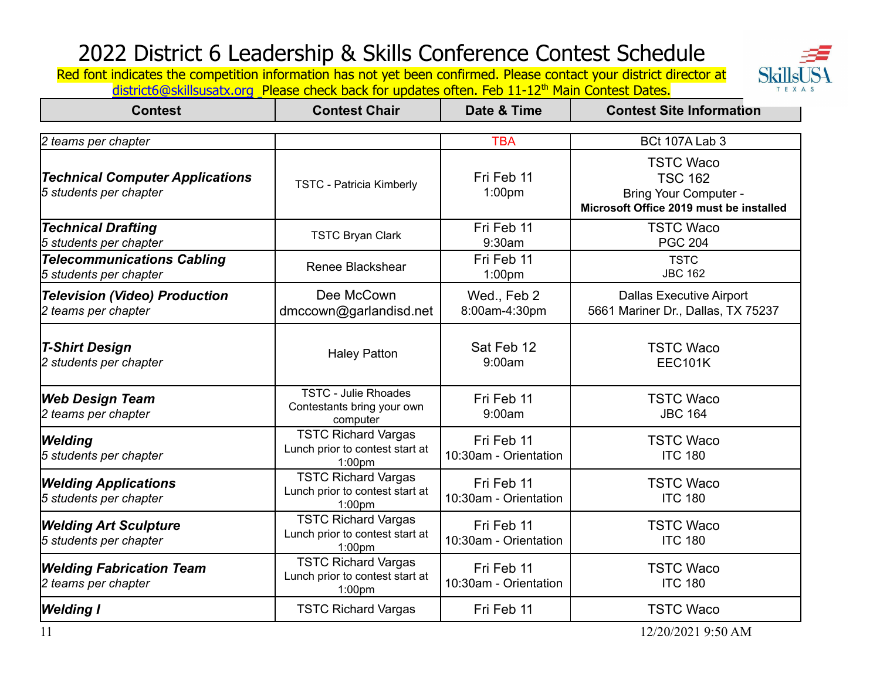# 2022 District 6 Leadership & Skills Conference Contest Schedule

Red font indicates the competition information has not yet been confirmed. Please contact your district director at district6@skillsusatx.org Please check back for updates often. Feb 11-12th Main Contest Dates.

| Contest | Contest Chair | Date & Time | Contest Site Information |
|---|---|---|---|
| *2 teams per chapter* | | TBA | BCt 107A Lab 3 |
| ***Technical Computer Applications*** *5 students per chapter* | TSTC - Patricia Kimberly | Fri Feb 11 1:00pm | TSTC Waco TSC 162 Bring Your Computer - **Microsoft Office 2019 must be installed** |
| ***Technical Drafting*** *5 students per chapter* | TSTC Bryan Clark | Fri Feb 11 9:30am | TSTC Waco PGC 204 |
| ***Telecommunications Cabling*** *5 students per chapter* | Renee Blackshear | Fri Feb 11 1:00pm | TSTC JBC 162 |
| ***Television (Video) Production*** *2 teams per chapter* | Dee McCown dmccown@garlandisd.net | Wed., Feb 2 8:00am-4:30pm | Dallas Executive Airport 5661 Mariner Dr., Dallas, TX 75237 |
| ***T-Shirt Design*** *2 students per chapter* | Haley Patton | Sat Feb 12 9:00am | TSTC Waco EEC101K |
| ***Web Design Team*** *2 teams per chapter* | TSTC - Julie Rhoades Contestants bring your own computer | Fri Feb 11 9:00am | TSTC Waco JBC 164 |
| ***Welding*** *5 students per chapter* | TSTC Richard Vargas Lunch prior to contest start at 1:00pm | Fri Feb 11 10:30am - Orientation | TSTC Waco ITC 180 |
| ***Welding Applications*** *5 students per chapter* | TSTC Richard Vargas Lunch prior to contest start at 1:00pm | Fri Feb 11 10:30am - Orientation | TSTC Waco ITC 180 |
| ***Welding Art Sculpture*** *5 students per chapter* | TSTC Richard Vargas Lunch prior to contest start at 1:00pm | Fri Feb 11 10:30am - Orientation | TSTC Waco ITC 180 |
| ***Welding Fabrication Team*** *2 teams per chapter* | TSTC Richard Vargas Lunch prior to contest start at 1:00pm | Fri Feb 11 10:30am - Orientation | TSTC Waco ITC 180 |
| ***Welding I*** | TSTC Richard Vargas | Fri Feb 11 | TSTC Waco |

12/20/2021 9:50 AM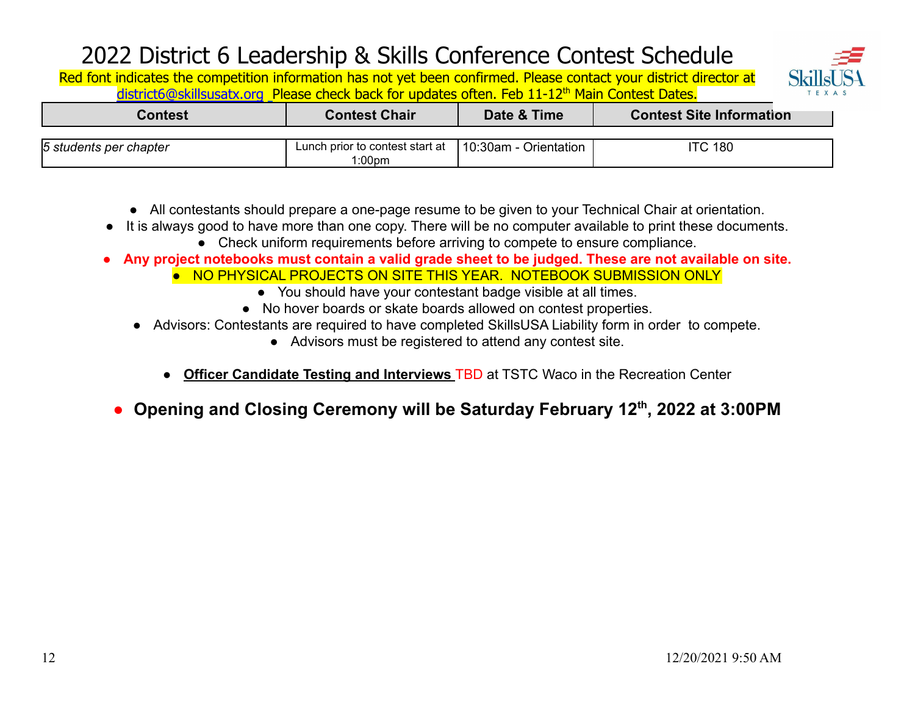# 2022 District 6 Leadership & Skills Conference Contest Schedule

Red font indicates the competition information has not yet been confirmed. Please contact your district director at district6@skillsusatx.org Please check back for updates often. Feb 11-12th Main Contest Dates.

| Contest | Contest Chair | Date & Time | Contest Site Information |
|---|---|---|---|
| *5 students per chapter* | Lunch prior to contest start at 1:00pm | 10:30am - Orientation | ITC 180 |

- All contestants should prepare a one-page resume to be given to your Technical Chair at orientation.
- It is always good to have more than one copy. There will be no computer available to print these documents.
- Check uniform requirements before arriving to compete to ensure compliance.
- **Any project notebooks must contain a valid grade sheet to be judged. These are not available on site.**
- NO PHYSICAL PROJECTS ON SITE THIS YEAR. NOTEBOOK SUBMISSION ONLY
- You should have your contestant badge visible at all times.
- No hover boards or skate boards allowed on contest properties.
- Advisors: Contestants are required to have completed SkillsUSA Liability form in order to compete.
- Advisors must be registered to attend any contest site.

- **Officer Candidate Testing and Interviews** TBD at TSTC Waco in the Recreation Center

- **Opening and Closing Ceremony will be Saturday February 12th, 2022 at 3:00PM**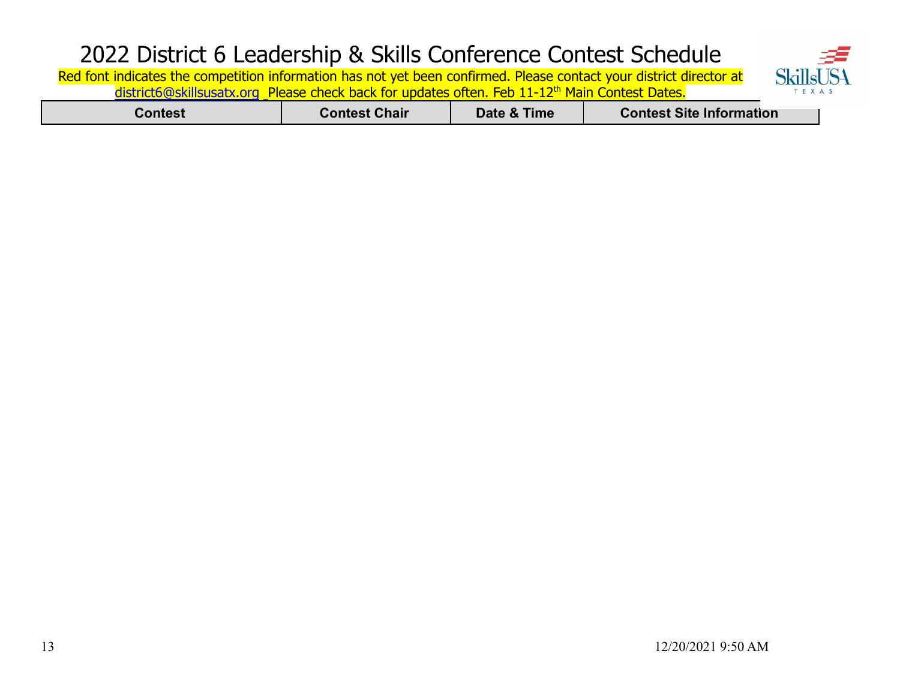# 2022 District 6 Leadership & Skills Conference Contest Schedule

Red font indicates the competition information has not yet been confirmed. Please contact your district director at district6@skillsusatx.org Please check back for updates often. Feb 11-12th Main Contest Dates.

| Contest | Contest Chair | Date & Time | Contest Site Information |
|---|---|---|---|